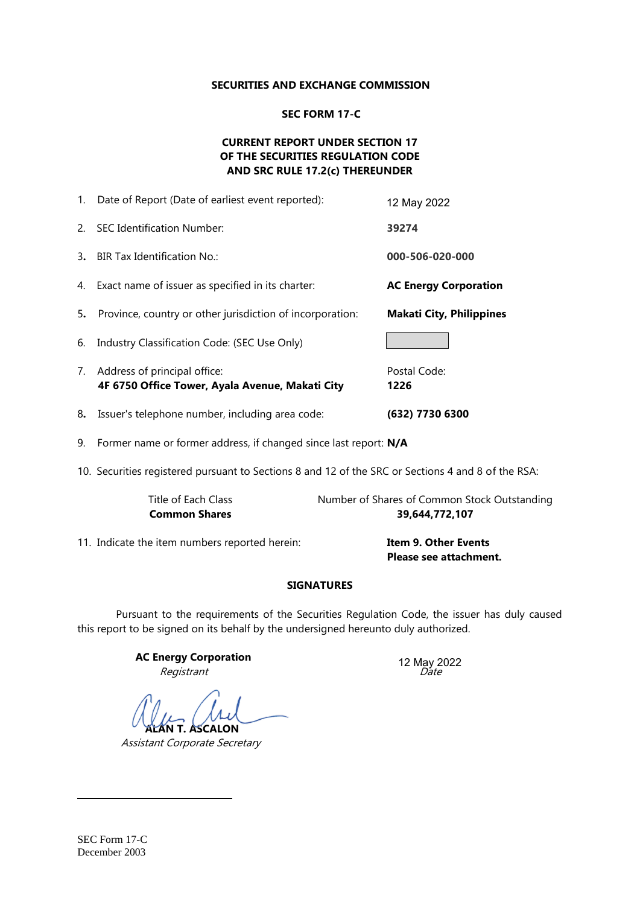**SECURITIES AND EXCHANGE COMMISSION**

**SEC FORM 17-C**

**CURRENT REPORT UNDER SECTION 17**
**OF THE SECURITIES REGULATION CODE**
**AND SRC RULE 17.2(c) THEREUNDER**

1. Date of Report (Date of earliest event reported): 12 May 2022

2. SEC Identification Number: **39274**

3. BIR Tax Identification No.: **000-506-020-000**

4. Exact name of issuer as specified in its charter: **AC Energy Corporation**

5. Province, country or other jurisdiction of incorporation: **Makati City, Philippines**

6. Industry Classification Code: (SEC Use Only)

7. Address of principal office: **4F 6750 Office Tower, Ayala Avenue, Makati City** Postal Code: **1226**

8. Issuer's telephone number, including area code: **(632) 7730 6300**

9. Former name or former address, if changed since last report: **N/A**

10. Securities registered pursuant to Sections 8 and 12 of the SRC or Sections 4 and 8 of the RSA:

| Title of Each Class | Number of Shares of Common Stock Outstanding |
|---|---|
| **Common Shares** | **39,644,772,107** |

11. Indicate the item numbers reported herein: **Item 9. Other Events**
**Please see attachment.**

**SIGNATURES**

Pursuant to the requirements of the Securities Regulation Code, the issuer has duly caused this report to be signed on its behalf by the undersigned hereunto duly authorized.

**AC Energy Corporation**
*Registrant*

12 May 2022
*Date*

**ALAN T. ASCALON**
*Assistant Corporate Secretary*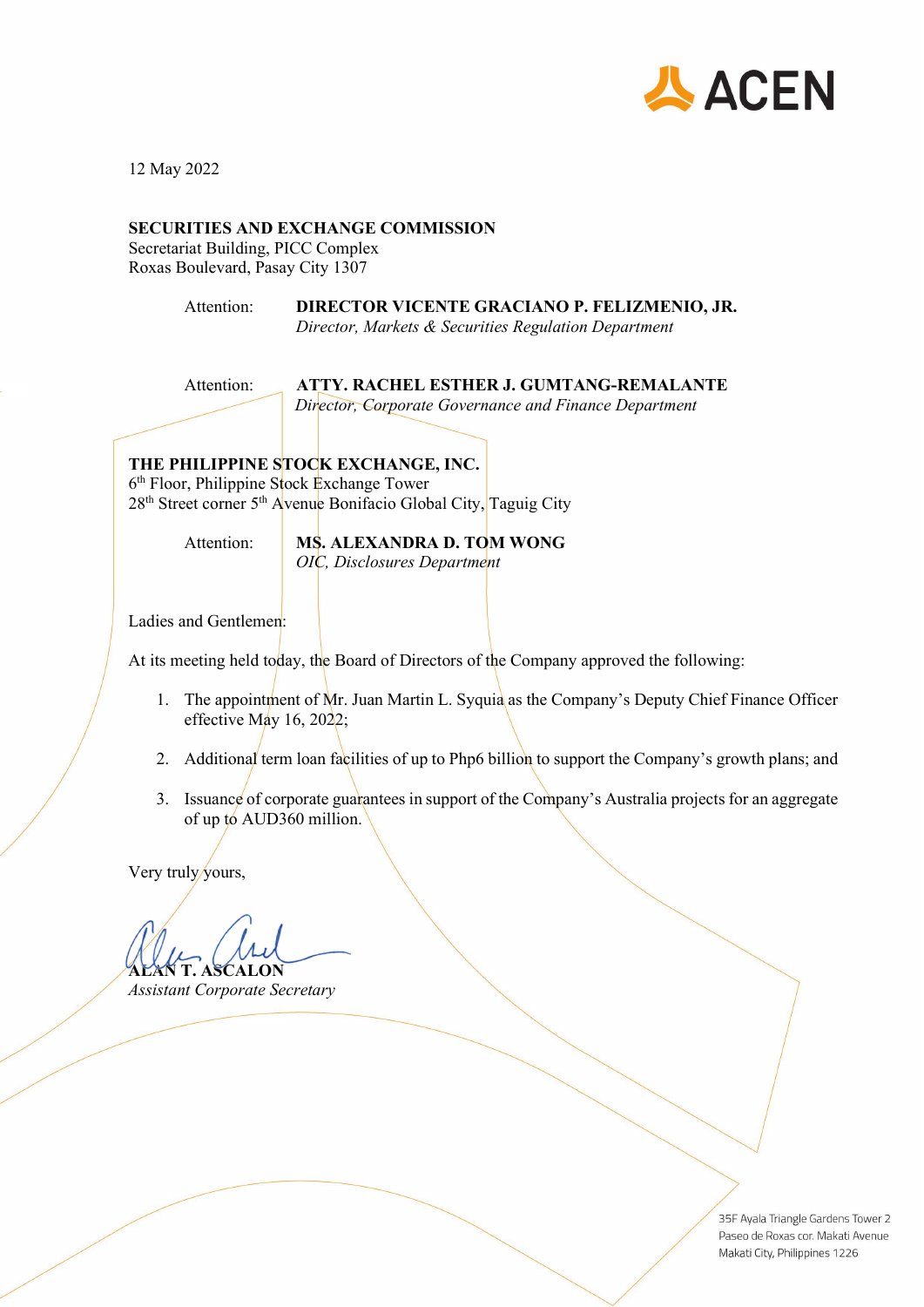12 May 2022

**SECURITIES AND EXCHANGE COMMISSION**
Secretariat Building, PICC Complex
Roxas Boulevard, Pasay City 1307

Attention: **DIRECTOR VICENTE GRACIANO P. FELIZMENIO, JR.**
*Director, Markets & Securities Regulation Department*

Attention: **ATTY. RACHEL ESTHER J. GUMTANG-REMALANTE**
*Director, Corporate Governance and Finance Department*

**THE PHILIPPINE STOCK EXCHANGE, INC.**
6th Floor, Philippine Stock Exchange Tower
28th Street corner 5th Avenue Bonifacio Global City, Taguig City

Attention: **MS. ALEXANDRA D. TOM WONG**
*OIC, Disclosures Department*

Ladies and Gentlemen:

At its meeting held today, the Board of Directors of the Company approved the following:

1. The appointment of Mr. Juan Martin L. Syquia as the Company's Deputy Chief Finance Officer effective May 16, 2022;
2. Additional term loan facilities of up to Php6 billion to support the Company's growth plans; and
3. Issuance of corporate guarantees in support of the Company's Australia projects for an aggregate of up to AUD360 million.

Very truly yours,

**ALAN T. ASCALON**
*Assistant Corporate Secretary*

35F Ayala Triangle Gardens Tower 2
Paseo de Roxas cor. Makati Avenue
Makati City, Philippines 1226